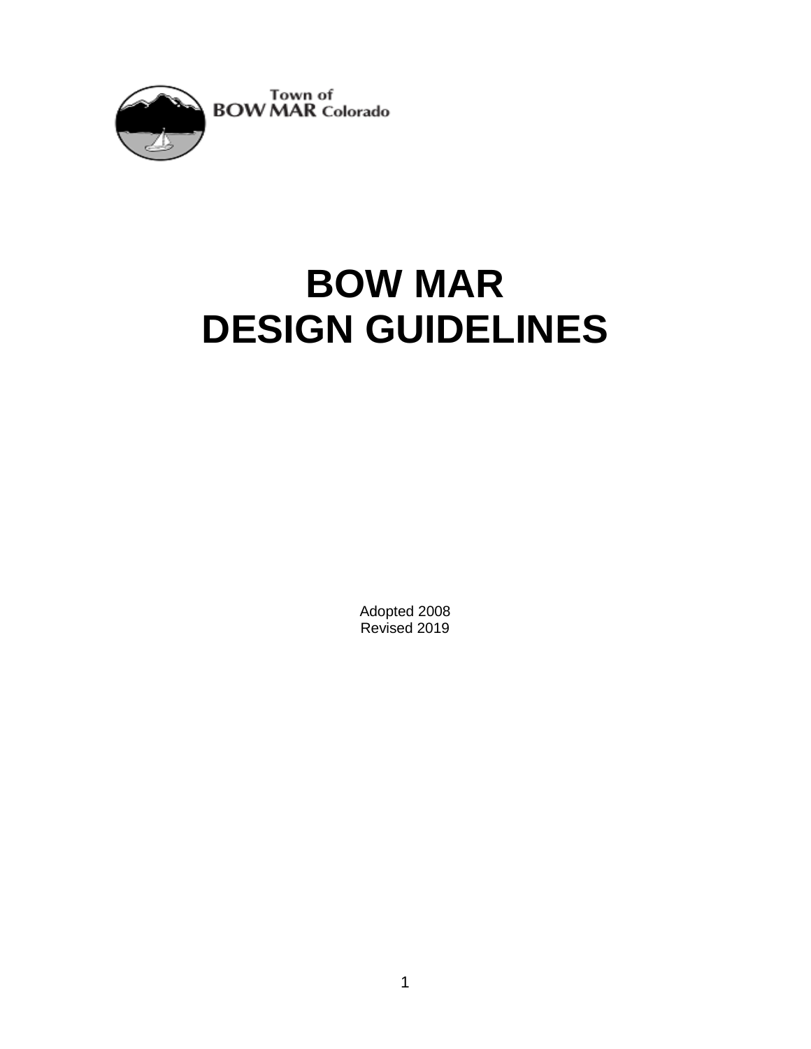Town of
BOW MAR Colorado

# BOW MAR DESIGN GUIDELINES

Adopted 2008
Revised 2019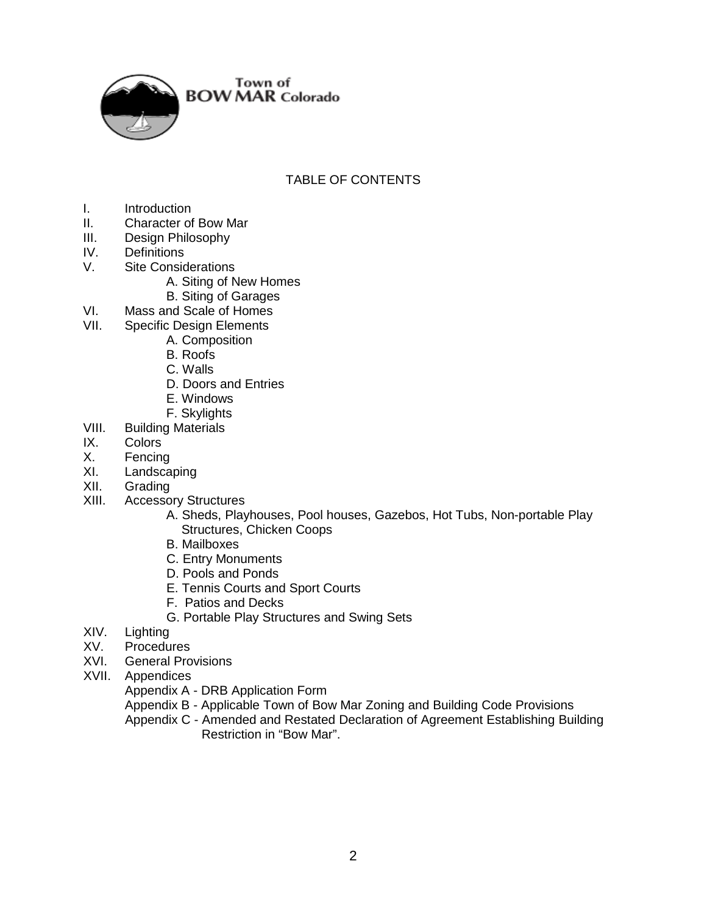Town of
BOW MAR Colorado

# TABLE OF CONTENTS

I. Introduction
II. Character of Bow Mar
III. Design Philosophy
IV. Definitions
V. Site Considerations
  - A. Siting of New Homes
  - B. Siting of Garages

VI. Mass and Scale of Homes
VII. Specific Design Elements
  - A. Composition
  - B. Roofs
  - C. Walls
  - D. Doors and Entries
  - E. Windows
  - F. Skylights

VIII. Building Materials
IX. Colors
X. Fencing
XI. Landscaping
XII. Grading
XIII. Accessory Structures
  - A. Sheds, Playhouses, Pool houses, Gazebos, Hot Tubs, Non-portable Play Structures, Chicken Coops
  - B. Mailboxes
  - C. Entry Monuments
  - D. Pools and Ponds
  - E. Tennis Courts and Sport Courts
  - F. Patios and Decks
  - G. Portable Play Structures and Swing Sets

XIV. Lighting
XV. Procedures
XVI. General Provisions
XVII. Appendices
  - Appendix A - DRB Application Form
  - Appendix B - Applicable Town of Bow Mar Zoning and Building Code Provisions
  - Appendix C - Amended and Restated Declaration of Agreement Establishing Building Restriction in "Bow Mar".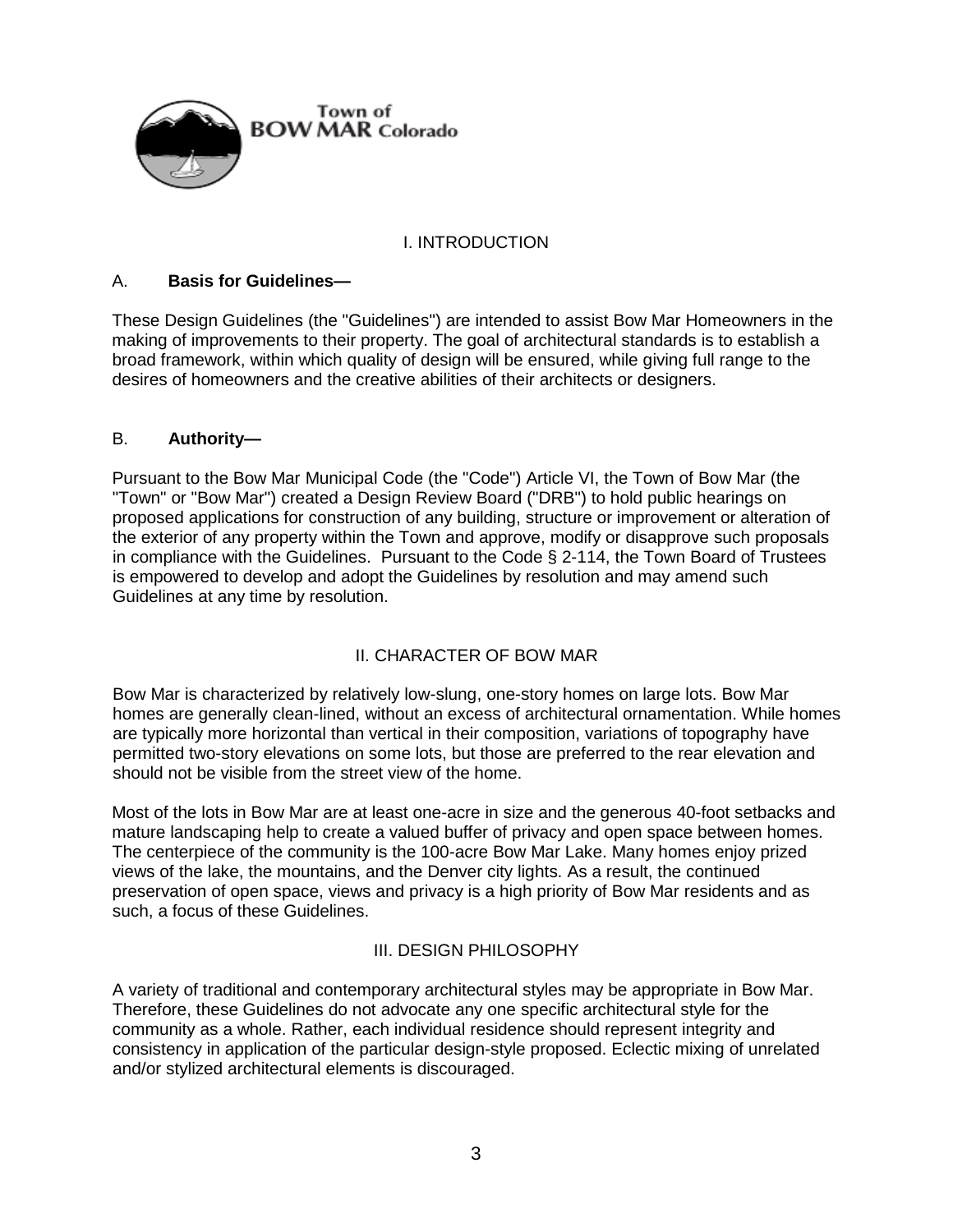Town of
BOW MAR Colorado

# I. INTRODUCTION

## A. Basis for Guidelines—

These Design Guidelines (the "Guidelines") are intended to assist Bow Mar Homeowners in the making of improvements to their property. The goal of architectural standards is to establish a broad framework, within which quality of design will be ensured, while giving full range to the desires of homeowners and the creative abilities of their architects or designers.

## B. Authority—

Pursuant to the Bow Mar Municipal Code (the "Code") Article VI, the Town of Bow Mar (the "Town" or "Bow Mar") created a Design Review Board ("DRB") to hold public hearings on proposed applications for construction of any building, structure or improvement or alteration of the exterior of any property within the Town and approve, modify or disapprove such proposals in compliance with the Guidelines. Pursuant to the Code § 2-114, the Town Board of Trustees is empowered to develop and adopt the Guidelines by resolution and may amend such Guidelines at any time by resolution.

# II. CHARACTER OF BOW MAR

Bow Mar is characterized by relatively low-slung, one-story homes on large lots. Bow Mar homes are generally clean-lined, without an excess of architectural ornamentation. While homes are typically more horizontal than vertical in their composition, variations of topography have permitted two-story elevations on some lots, but those are preferred to the rear elevation and should not be visible from the street view of the home.

Most of the lots in Bow Mar are at least one-acre in size and the generous 40-foot setbacks and mature landscaping help to create a valued buffer of privacy and open space between homes. The centerpiece of the community is the 100-acre Bow Mar Lake. Many homes enjoy prized views of the lake, the mountains, and the Denver city lights. As a result, the continued preservation of open space, views and privacy is a high priority of Bow Mar residents and as such, a focus of these Guidelines.

# III. DESIGN PHILOSOPHY

A variety of traditional and contemporary architectural styles may be appropriate in Bow Mar. Therefore, these Guidelines do not advocate any one specific architectural style for the community as a whole. Rather, each individual residence should represent integrity and consistency in application of the particular design-style proposed. Eclectic mixing of unrelated and/or stylized architectural elements is discouraged.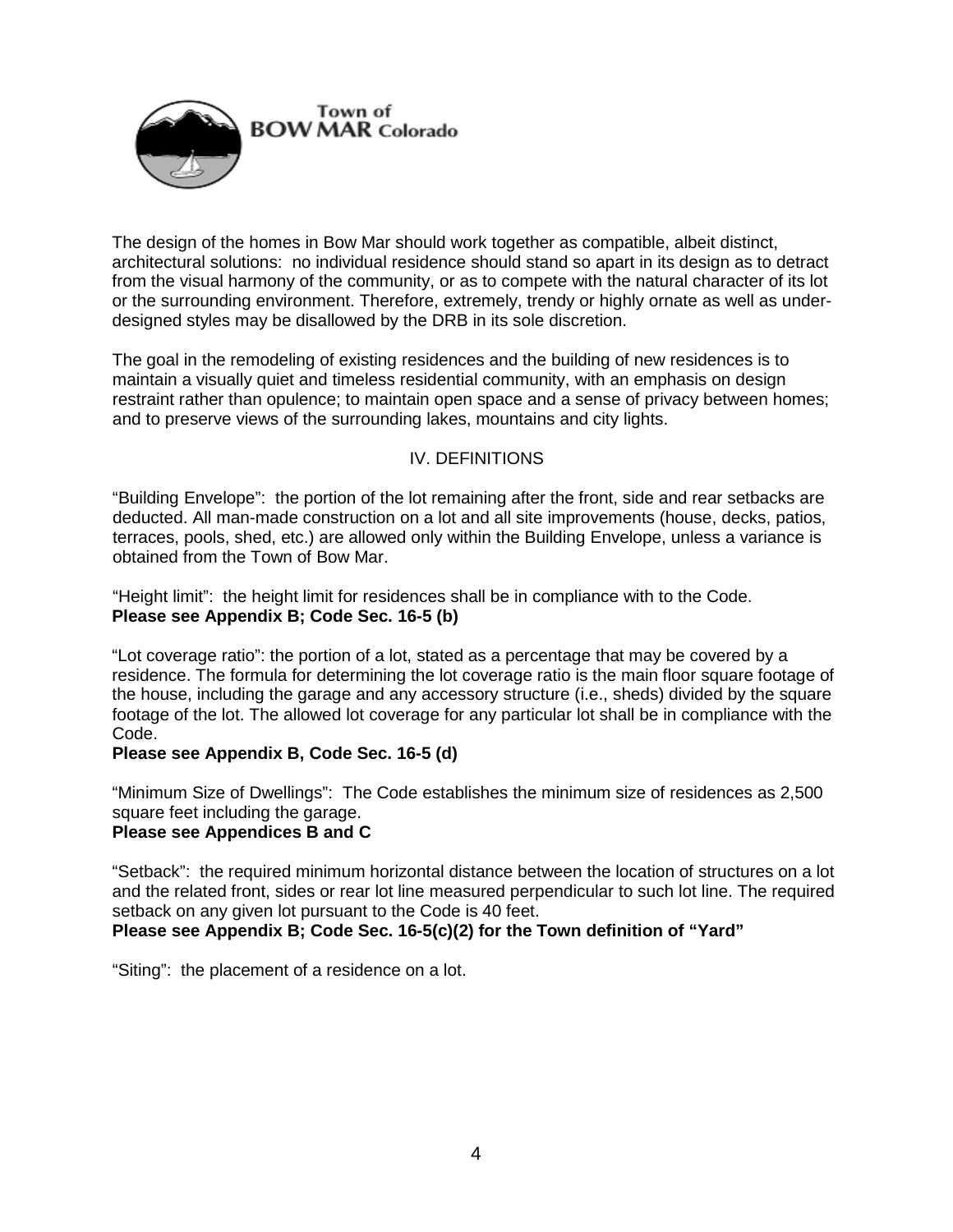Town of
**BOW MAR** Colorado

The design of the homes in Bow Mar should work together as compatible, albeit distinct, architectural solutions: no individual residence should stand so apart in its design as to detract from the visual harmony of the community, or as to compete with the natural character of its lot or the surrounding environment. Therefore, extremely, trendy or highly ornate as well as under-designed styles may be disallowed by the DRB in its sole discretion.

The goal in the remodeling of existing residences and the building of new residences is to maintain a visually quiet and timeless residential community, with an emphasis on design restraint rather than opulence; to maintain open space and a sense of privacy between homes; and to preserve views of the surrounding lakes, mountains and city lights.

## IV. DEFINITIONS

"Building Envelope": the portion of the lot remaining after the front, side and rear setbacks are deducted. All man-made construction on a lot and all site improvements (house, decks, patios, terraces, pools, shed, etc.) are allowed only within the Building Envelope, unless a variance is obtained from the Town of Bow Mar.

"Height limit": the height limit for residences shall be in compliance with to the Code.
**Please see Appendix B; Code Sec. 16-5 (b)**

"Lot coverage ratio": the portion of a lot, stated as a percentage that may be covered by a residence. The formula for determining the lot coverage ratio is the main floor square footage of the house, including the garage and any accessory structure (i.e., sheds) divided by the square footage of the lot. The allowed lot coverage for any particular lot shall be in compliance with the Code.
**Please see Appendix B, Code Sec. 16-5 (d)**

"Minimum Size of Dwellings": The Code establishes the minimum size of residences as 2,500 square feet including the garage.
**Please see Appendices B and C**

"Setback": the required minimum horizontal distance between the location of structures on a lot and the related front, sides or rear lot line measured perpendicular to such lot line. The required setback on any given lot pursuant to the Code is 40 feet.
**Please see Appendix B; Code Sec. 16-5(c)(2) for the Town definition of "Yard"**

"Siting": the placement of a residence on a lot.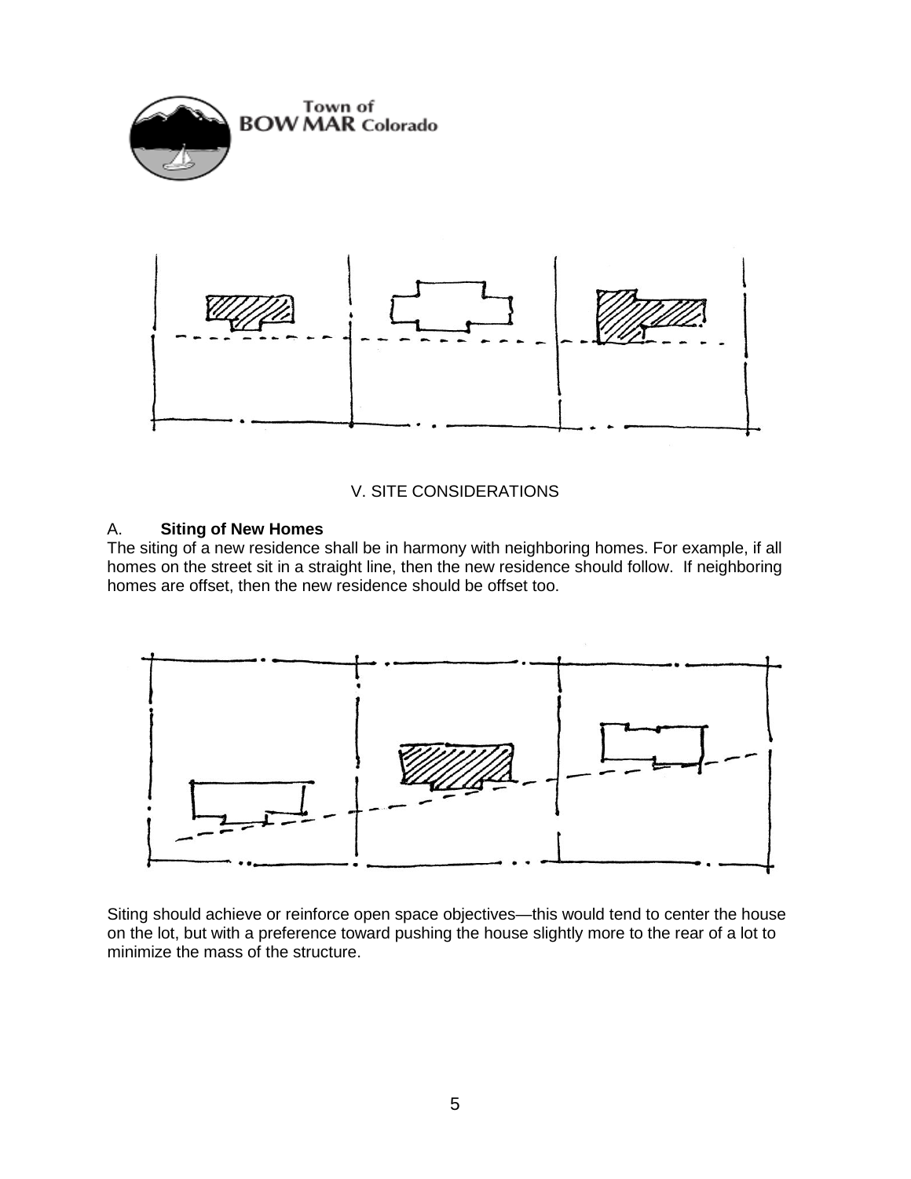## V. SITE CONSIDERATIONS

### A. **Siting of New Homes**

The siting of a new residence shall be in harmony with neighboring homes. For example, if all homes on the street sit in a straight line, then the new residence should follow. If neighboring homes are offset, then the new residence should be offset too.

Siting should achieve or reinforce open space objectives—this would tend to center the house on the lot, but with a preference toward pushing the house slightly more to the rear of a lot to minimize the mass of the structure.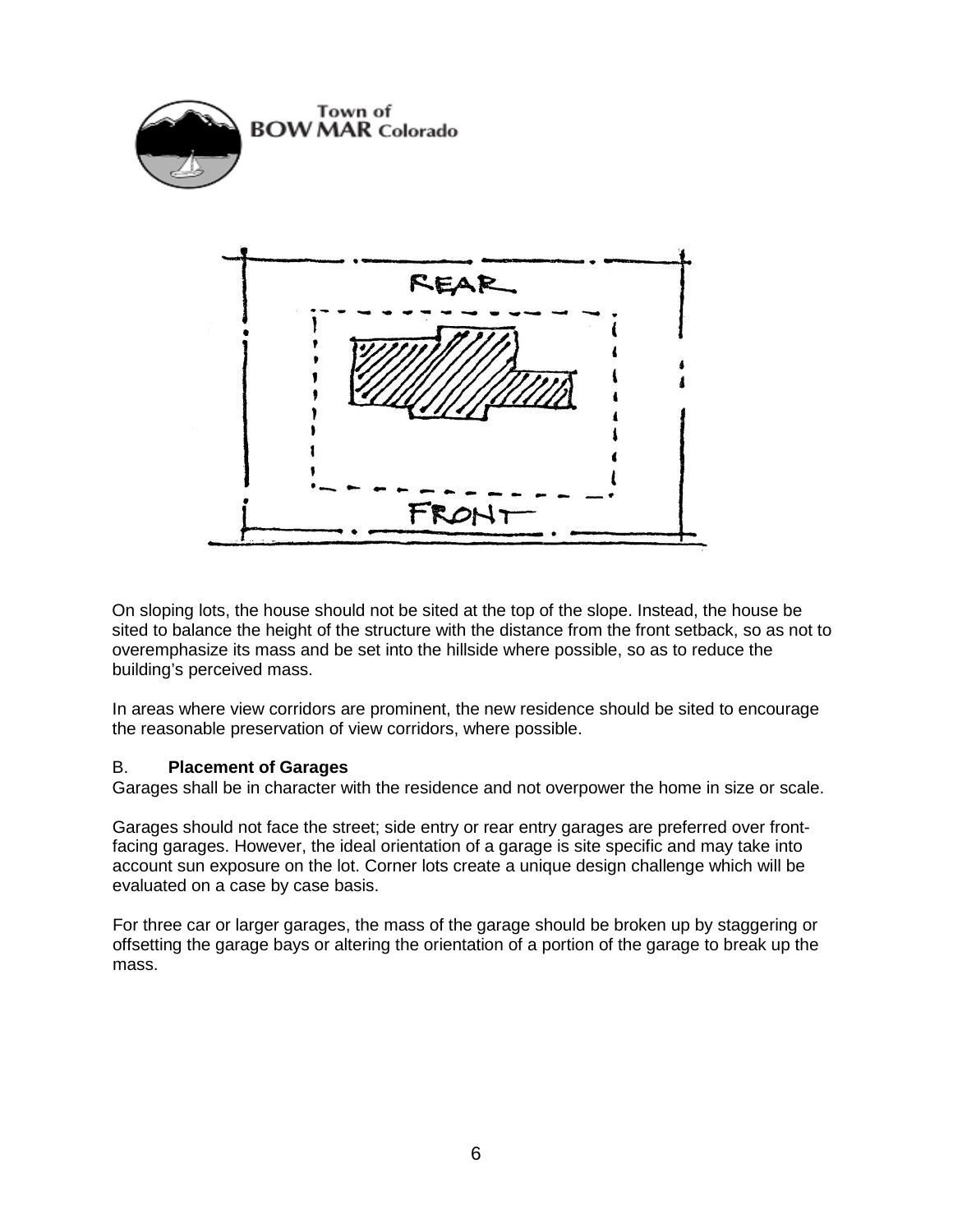REAR

FRONT

On sloping lots, the house should not be sited at the top of the slope. Instead, the house be sited to balance the height of the structure with the distance from the front setback, so as not to overemphasize its mass and be set into the hillside where possible, so as to reduce the building's perceived mass.

In areas where view corridors are prominent, the new residence should be sited to encourage the reasonable preservation of view corridors, where possible.

### B. **Placement of Garages**

Garages shall be in character with the residence and not overpower the home in size or scale.

Garages should not face the street; side entry or rear entry garages are preferred over front-facing garages. However, the ideal orientation of a garage is site specific and may take into account sun exposure on the lot. Corner lots create a unique design challenge which will be evaluated on a case by case basis.

For three car or larger garages, the mass of the garage should be broken up by staggering or offsetting the garage bays or altering the orientation of a portion of the garage to break up the mass.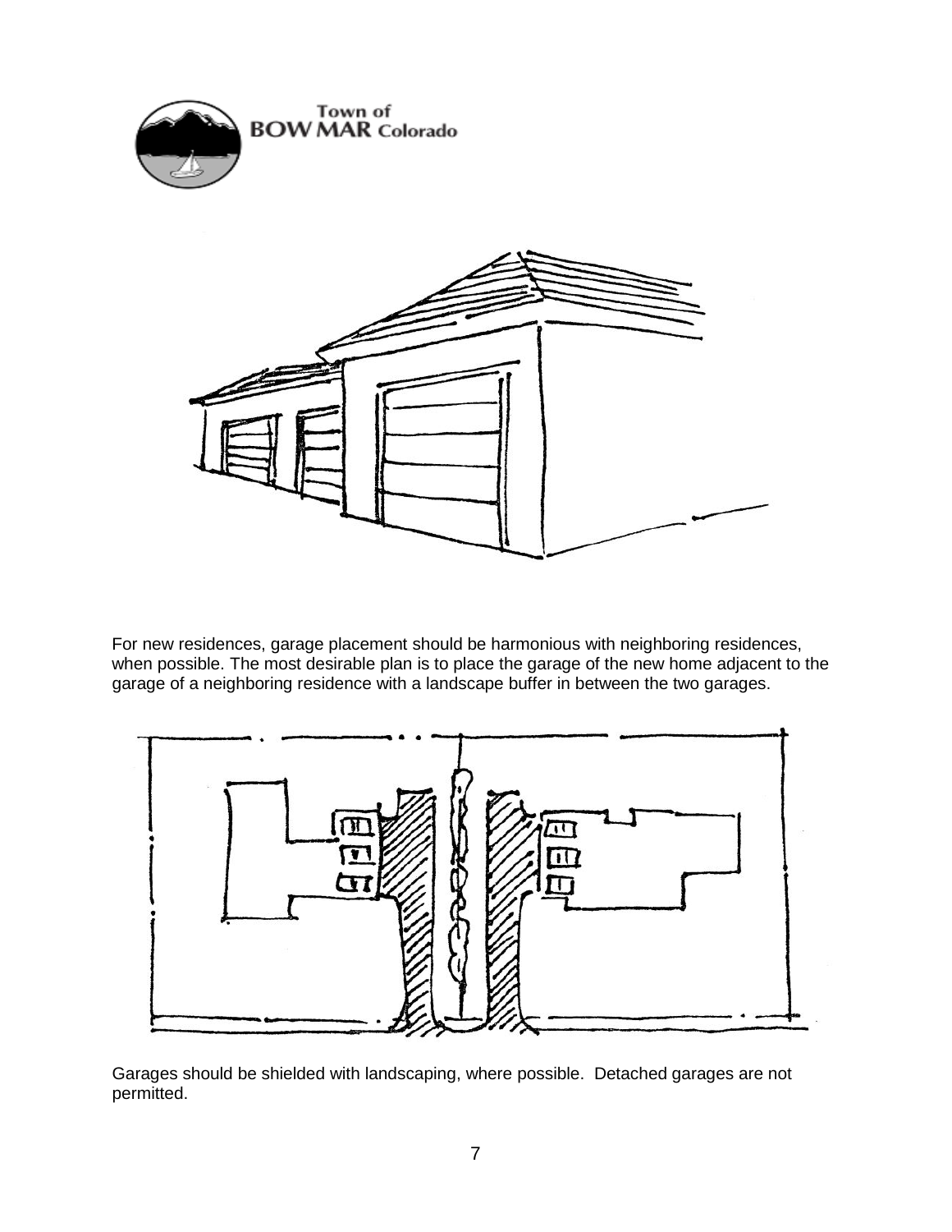For new residences, garage placement should be harmonious with neighboring residences, when possible. The most desirable plan is to place the garage of the new home adjacent to the garage of a neighboring residence with a landscape buffer in between the two garages.

Garages should be shielded with landscaping, where possible. Detached garages are not permitted.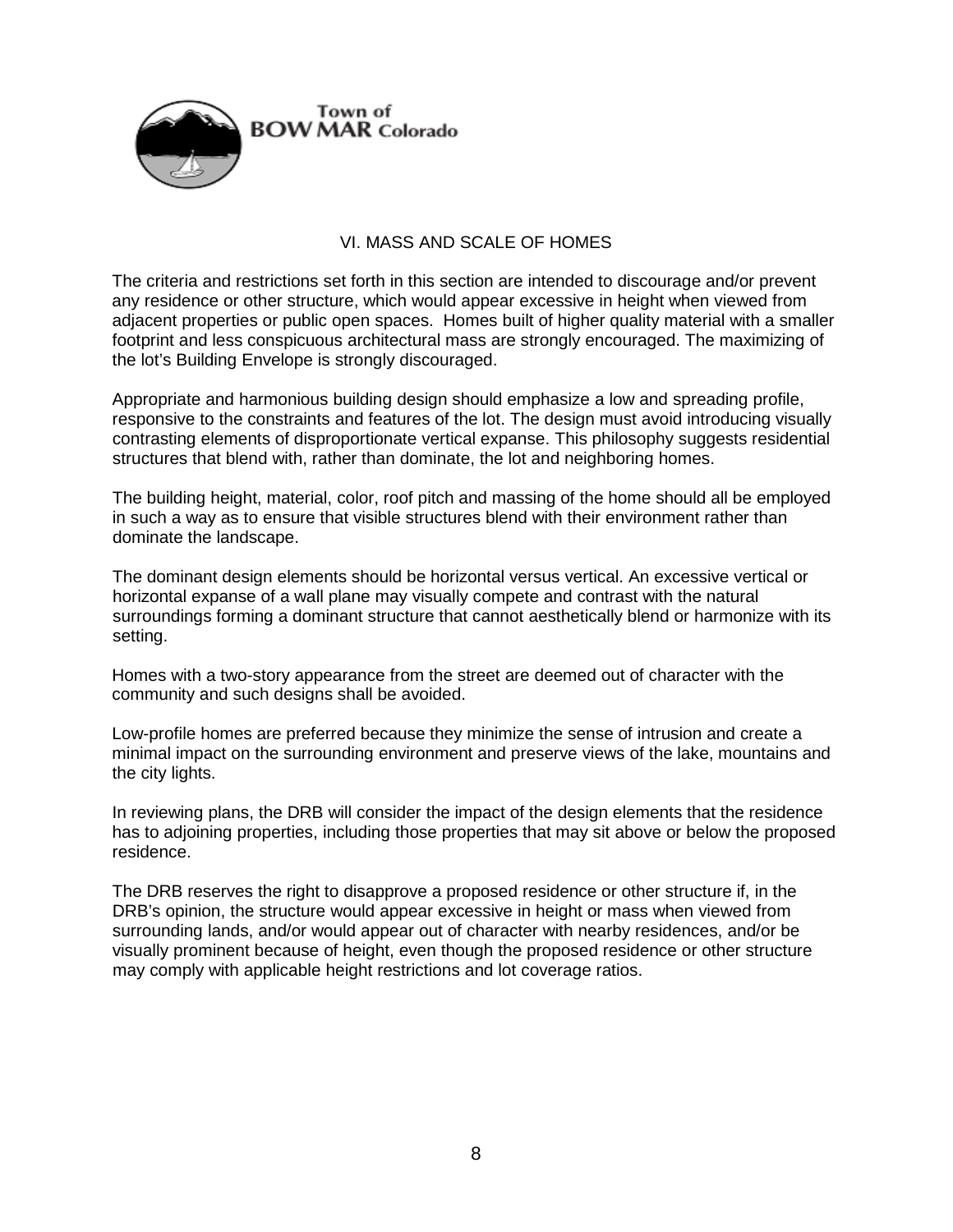Town of
**BOW MAR** Colorado

## VI. MASS AND SCALE OF HOMES

The criteria and restrictions set forth in this section are intended to discourage and/or prevent any residence or other structure, which would appear excessive in height when viewed from adjacent properties or public open spaces. Homes built of higher quality material with a smaller footprint and less conspicuous architectural mass are strongly encouraged. The maximizing of the lot's Building Envelope is strongly discouraged.

Appropriate and harmonious building design should emphasize a low and spreading profile, responsive to the constraints and features of the lot. The design must avoid introducing visually contrasting elements of disproportionate vertical expanse. This philosophy suggests residential structures that blend with, rather than dominate, the lot and neighboring homes.

The building height, material, color, roof pitch and massing of the home should all be employed in such a way as to ensure that visible structures blend with their environment rather than dominate the landscape.

The dominant design elements should be horizontal versus vertical. An excessive vertical or horizontal expanse of a wall plane may visually compete and contrast with the natural surroundings forming a dominant structure that cannot aesthetically blend or harmonize with its setting.

Homes with a two-story appearance from the street are deemed out of character with the community and such designs shall be avoided.

Low-profile homes are preferred because they minimize the sense of intrusion and create a minimal impact on the surrounding environment and preserve views of the lake, mountains and the city lights.

In reviewing plans, the DRB will consider the impact of the design elements that the residence has to adjoining properties, including those properties that may sit above or below the proposed residence.

The DRB reserves the right to disapprove a proposed residence or other structure if, in the DRB's opinion, the structure would appear excessive in height or mass when viewed from surrounding lands, and/or would appear out of character with nearby residences, and/or be visually prominent because of height, even though the proposed residence or other structure may comply with applicable height restrictions and lot coverage ratios.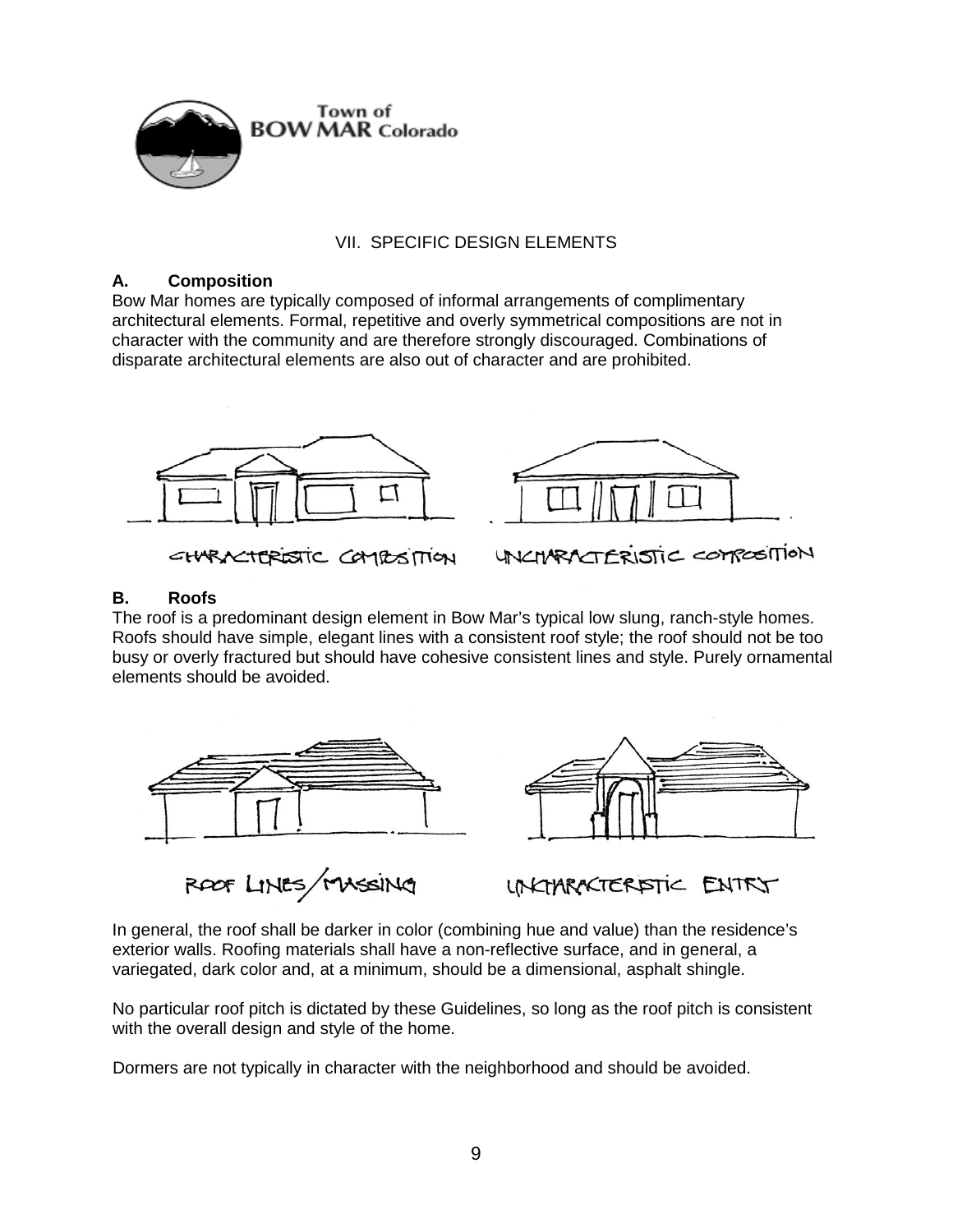## VII. SPECIFIC DESIGN ELEMENTS

### A. Composition

Bow Mar homes are typically composed of informal arrangements of complimentary architectural elements. Formal, repetitive and overly symmetrical compositions are not in character with the community and are therefore strongly discouraged. Combinations of disparate architectural elements are also out of character and are prohibited.

CHARACTERISTIC COMPOSITION

UNCHARACTERISTIC COMPOSITION

### B. Roofs

The roof is a predominant design element in Bow Mar's typical low slung, ranch-style homes. Roofs should have simple, elegant lines with a consistent roof style; the roof should not be too busy or overly fractured but should have cohesive consistent lines and style. Purely ornamental elements should be avoided.

ROOF LINES/MASSING

UNCHARACTERISTIC ENTRY

In general, the roof shall be darker in color (combining hue and value) than the residence's exterior walls. Roofing materials shall have a non-reflective surface, and in general, a variegated, dark color and, at a minimum, should be a dimensional, asphalt shingle.

No particular roof pitch is dictated by these Guidelines, so long as the roof pitch is consistent with the overall design and style of the home.

Dormers are not typically in character with the neighborhood and should be avoided.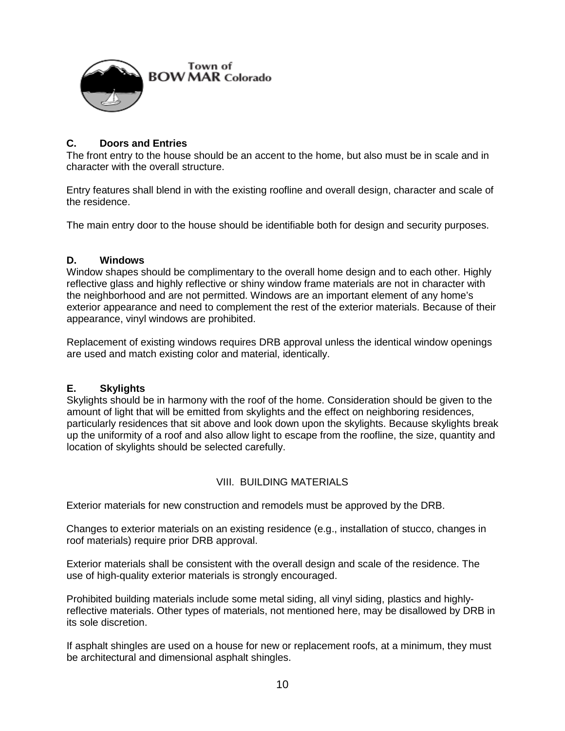### C. Doors and Entries

The front entry to the house should be an accent to the home, but also must be in scale and in character with the overall structure.

Entry features shall blend in with the existing roofline and overall design, character and scale of the residence.

The main entry door to the house should be identifiable both for design and security purposes.

### D. Windows

Window shapes should be complimentary to the overall home design and to each other. Highly reflective glass and highly reflective or shiny window frame materials are not in character with the neighborhood and are not permitted. Windows are an important element of any home's exterior appearance and need to complement the rest of the exterior materials. Because of their appearance, vinyl windows are prohibited.

Replacement of existing windows requires DRB approval unless the identical window openings are used and match existing color and material, identically.

### E. Skylights

Skylights should be in harmony with the roof of the home. Consideration should be given to the amount of light that will be emitted from skylights and the effect on neighboring residences, particularly residences that sit above and look down upon the skylights. Because skylights break up the uniformity of a roof and also allow light to escape from the roofline, the size, quantity and location of skylights should be selected carefully.

## VIII. BUILDING MATERIALS

Exterior materials for new construction and remodels must be approved by the DRB.

Changes to exterior materials on an existing residence (e.g., installation of stucco, changes in roof materials) require prior DRB approval.

Exterior materials shall be consistent with the overall design and scale of the residence. The use of high-quality exterior materials is strongly encouraged.

Prohibited building materials include some metal siding, all vinyl siding, plastics and highly-reflective materials. Other types of materials, not mentioned here, may be disallowed by DRB in its sole discretion.

If asphalt shingles are used on a house for new or replacement roofs, at a minimum, they must be architectural and dimensional asphalt shingles.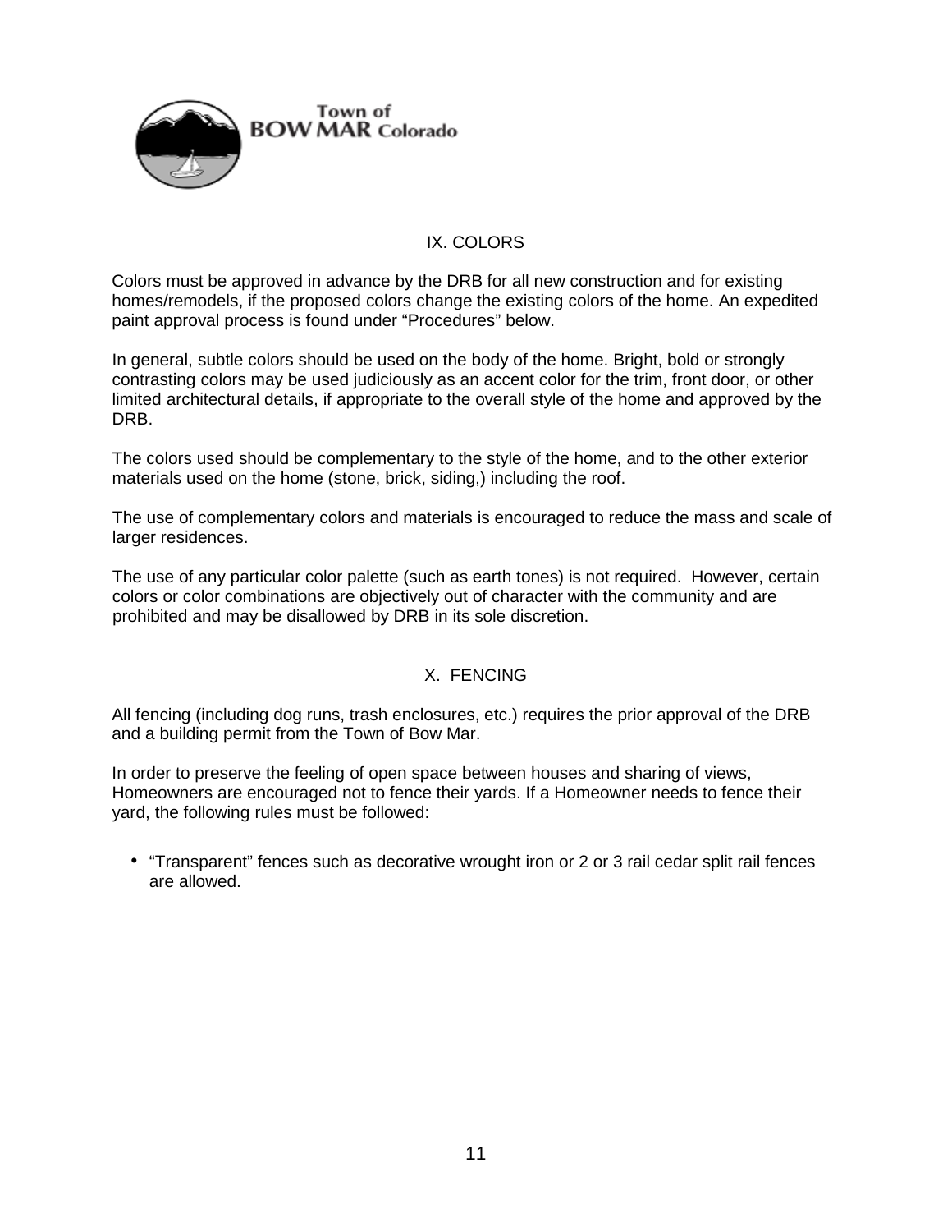# IX. COLORS

Colors must be approved in advance by the DRB for all new construction and for existing homes/remodels, if the proposed colors change the existing colors of the home. An expedited paint approval process is found under "Procedures" below.

In general, subtle colors should be used on the body of the home. Bright, bold or strongly contrasting colors may be used judiciously as an accent color for the trim, front door, or other limited architectural details, if appropriate to the overall style of the home and approved by the DRB.

The colors used should be complementary to the style of the home, and to the other exterior materials used on the home (stone, brick, siding,) including the roof.

The use of complementary colors and materials is encouraged to reduce the mass and scale of larger residences.

The use of any particular color palette (such as earth tones) is not required. However, certain colors or color combinations are objectively out of character with the community and are prohibited and may be disallowed by DRB in its sole discretion.

# X. FENCING

All fencing (including dog runs, trash enclosures, etc.) requires the prior approval of the DRB and a building permit from the Town of Bow Mar.

In order to preserve the feeling of open space between houses and sharing of views, Homeowners are encouraged not to fence their yards. If a Homeowner needs to fence their yard, the following rules must be followed:

- "Transparent" fences such as decorative wrought iron or 2 or 3 rail cedar split rail fences are allowed.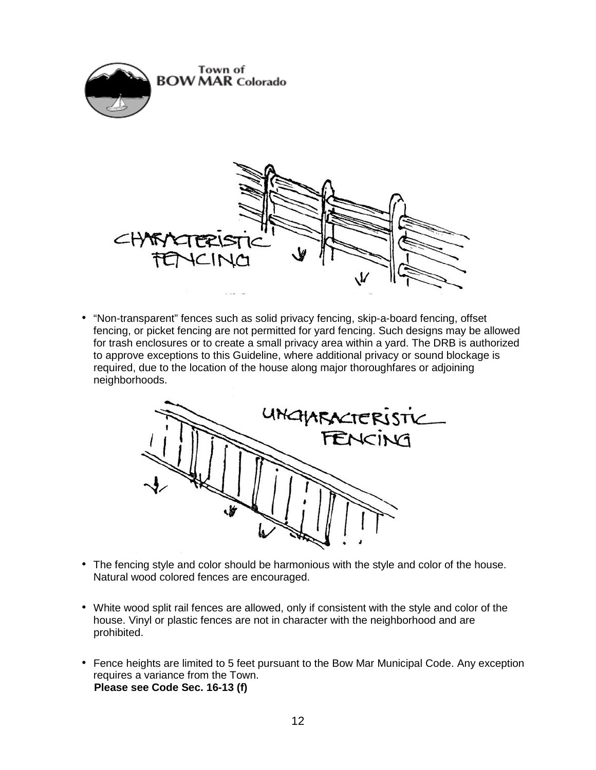CHARACTERISTIC FENCING

- "Non-transparent" fences such as solid privacy fencing, skip-a-board fencing, offset fencing, or picket fencing are not permitted for yard fencing. Such designs may be allowed for trash enclosures or to create a small privacy area within a yard. The DRB is authorized to approve exceptions to this Guideline, where additional privacy or sound blockage is required, due to the location of the house along major thoroughfares or adjoining neighborhoods.

UNCHARACTERISTIC FENCING

- The fencing style and color should be harmonious with the style and color of the house. Natural wood colored fences are encouraged.

- White wood split rail fences are allowed, only if consistent with the style and color of the house. Vinyl or plastic fences are not in character with the neighborhood and are prohibited.

- Fence heights are limited to 5 feet pursuant to the Bow Mar Municipal Code. Any exception requires a variance from the Town.
  **Please see Code Sec. 16-13 (f)**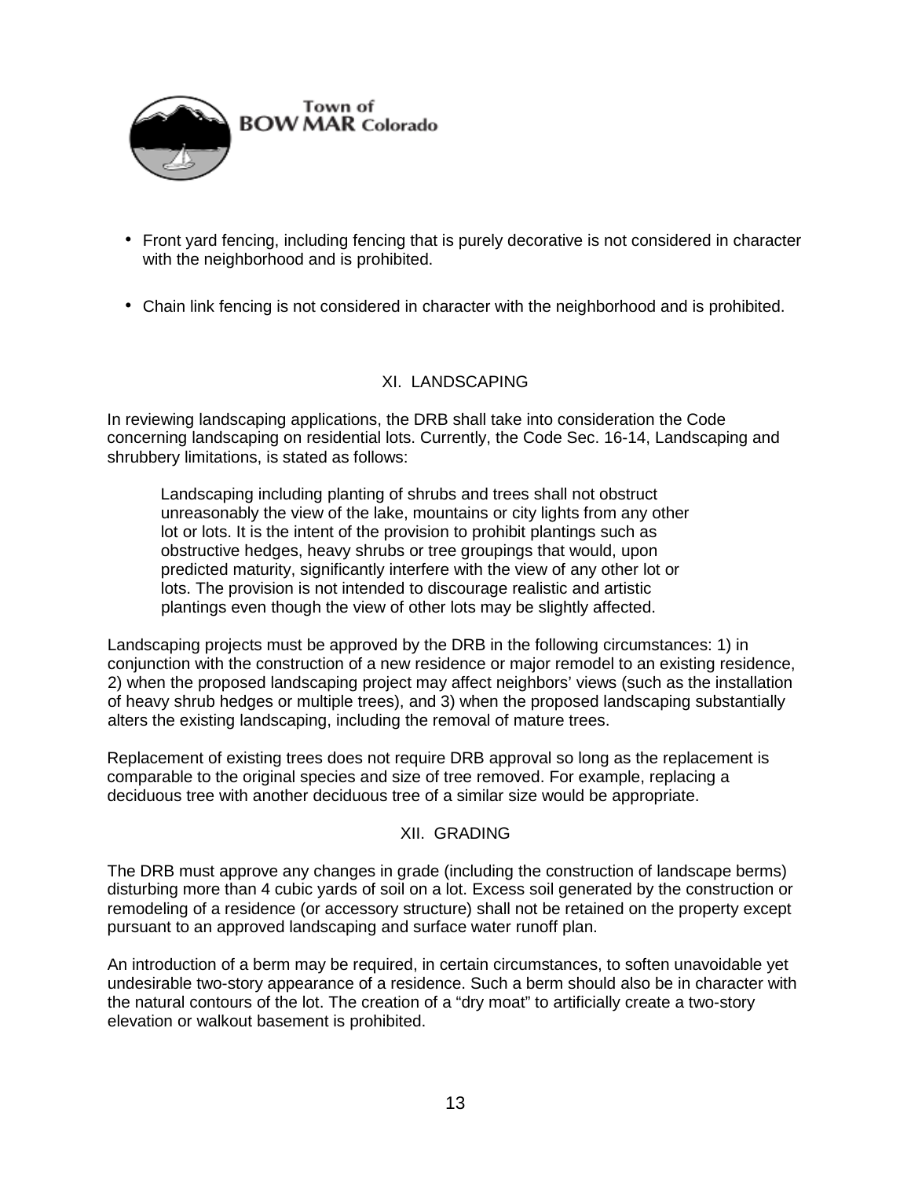- Front yard fencing, including fencing that is purely decorative is not considered in character with the neighborhood and is prohibited.

- Chain link fencing is not considered in character with the neighborhood and is prohibited.

## XI. LANDSCAPING

In reviewing landscaping applications, the DRB shall take into consideration the Code concerning landscaping on residential lots. Currently, the Code Sec. 16-14, Landscaping and shrubbery limitations, is stated as follows:

> Landscaping including planting of shrubs and trees shall not obstruct unreasonably the view of the lake, mountains or city lights from any other lot or lots. It is the intent of the provision to prohibit plantings such as obstructive hedges, heavy shrubs or tree groupings that would, upon predicted maturity, significantly interfere with the view of any other lot or lots. The provision is not intended to discourage realistic and artistic plantings even though the view of other lots may be slightly affected.

Landscaping projects must be approved by the DRB in the following circumstances: 1) in conjunction with the construction of a new residence or major remodel to an existing residence, 2) when the proposed landscaping project may affect neighbors' views (such as the installation of heavy shrub hedges or multiple trees), and 3) when the proposed landscaping substantially alters the existing landscaping, including the removal of mature trees.

Replacement of existing trees does not require DRB approval so long as the replacement is comparable to the original species and size of tree removed. For example, replacing a deciduous tree with another deciduous tree of a similar size would be appropriate.

## XII. GRADING

The DRB must approve any changes in grade (including the construction of landscape berms) disturbing more than 4 cubic yards of soil on a lot. Excess soil generated by the construction or remodeling of a residence (or accessory structure) shall not be retained on the property except pursuant to an approved landscaping and surface water runoff plan.

An introduction of a berm may be required, in certain circumstances, to soften unavoidable yet undesirable two-story appearance of a residence. Such a berm should also be in character with the natural contours of the lot. The creation of a "dry moat" to artificially create a two-story elevation or walkout basement is prohibited.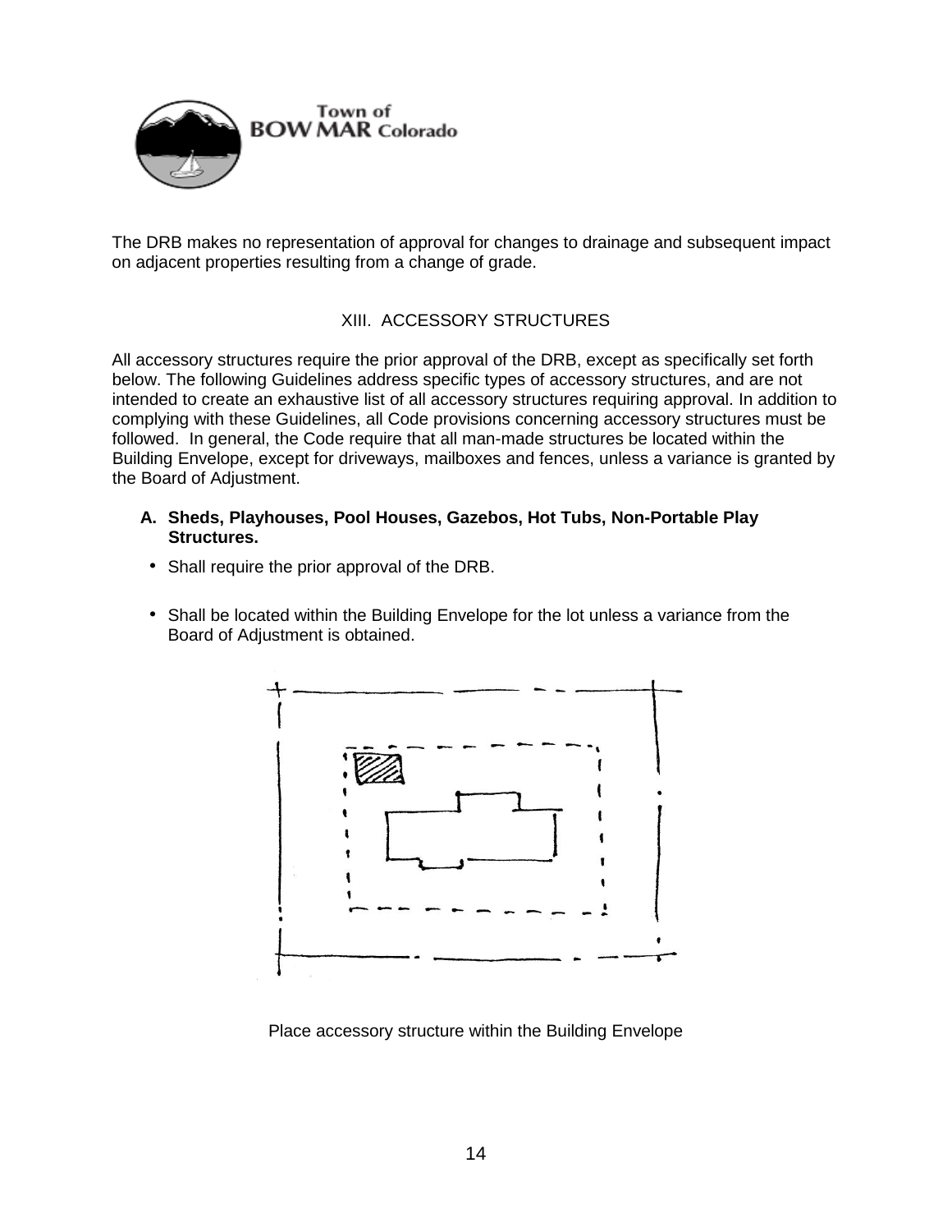The DRB makes no representation of approval for changes to drainage and subsequent impact on adjacent properties resulting from a change of grade.

## XIII. ACCESSORY STRUCTURES

All accessory structures require the prior approval of the DRB, except as specifically set forth below. The following Guidelines address specific types of accessory structures, and are not intended to create an exhaustive list of all accessory structures requiring approval. In addition to complying with these Guidelines, all Code provisions concerning accessory structures must be followed. In general, the Code require that all man-made structures be located within the Building Envelope, except for driveways, mailboxes and fences, unless a variance is granted by the Board of Adjustment.

**A. Sheds, Playhouses, Pool Houses, Gazebos, Hot Tubs, Non-Portable Play Structures.**

- Shall require the prior approval of the DRB.
- Shall be located within the Building Envelope for the lot unless a variance from the Board of Adjustment is obtained.

Place accessory structure within the Building Envelope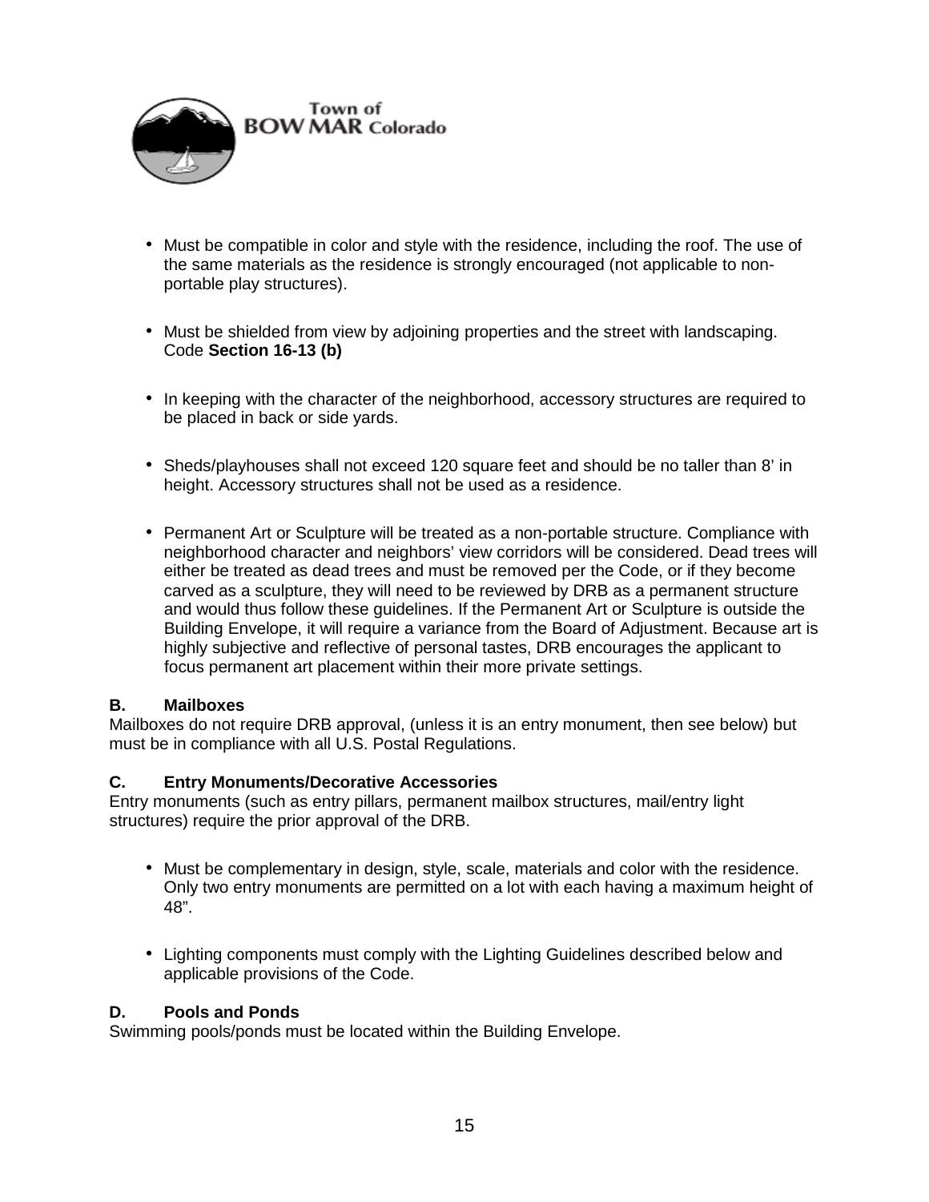- Must be compatible in color and style with the residence, including the roof. The use of the same materials as the residence is strongly encouraged (not applicable to non-portable play structures).

- Must be shielded from view by adjoining properties and the street with landscaping. Code **Section 16-13 (b)**

- In keeping with the character of the neighborhood, accessory structures are required to be placed in back or side yards.

- Sheds/playhouses shall not exceed 120 square feet and should be no taller than 8' in height. Accessory structures shall not be used as a residence.

- Permanent Art or Sculpture will be treated as a non-portable structure. Compliance with neighborhood character and neighbors' view corridors will be considered. Dead trees will either be treated as dead trees and must be removed per the Code, or if they become carved as a sculpture, they will need to be reviewed by DRB as a permanent structure and would thus follow these guidelines. If the Permanent Art or Sculpture is outside the Building Envelope, it will require a variance from the Board of Adjustment. Because art is highly subjective and reflective of personal tastes, DRB encourages the applicant to focus permanent art placement within their more private settings.

**B. Mailboxes**

Mailboxes do not require DRB approval, (unless it is an entry monument, then see below) but must be in compliance with all U.S. Postal Regulations.

**C. Entry Monuments/Decorative Accessories**

Entry monuments (such as entry pillars, permanent mailbox structures, mail/entry light structures) require the prior approval of the DRB.

- Must be complementary in design, style, scale, materials and color with the residence. Only two entry monuments are permitted on a lot with each having a maximum height of 48".

- Lighting components must comply with the Lighting Guidelines described below and applicable provisions of the Code.

**D. Pools and Ponds**

Swimming pools/ponds must be located within the Building Envelope.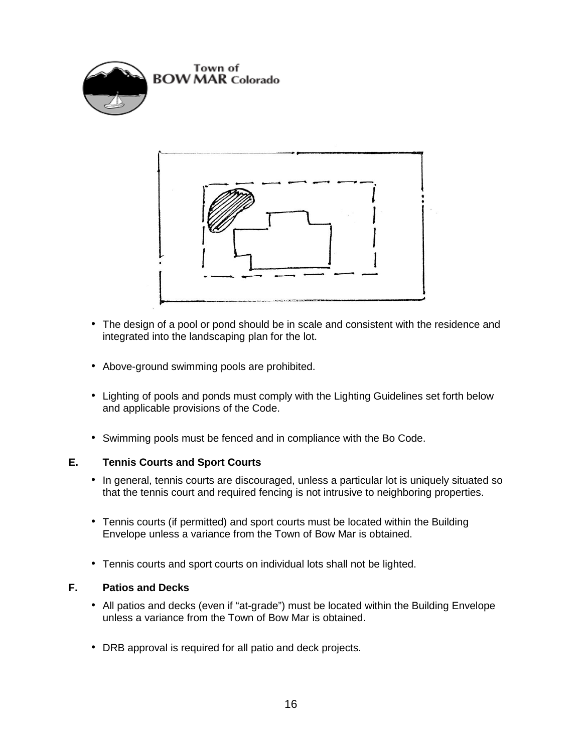- The design of a pool or pond should be in scale and consistent with the residence and integrated into the landscaping plan for the lot.

- Above-ground swimming pools are prohibited.

- Lighting of pools and ponds must comply with the Lighting Guidelines set forth below and applicable provisions of the Code.

- Swimming pools must be fenced and in compliance with the Bo Code.

### E. Tennis Courts and Sport Courts

- In general, tennis courts are discouraged, unless a particular lot is uniquely situated so that the tennis court and required fencing is not intrusive to neighboring properties.

- Tennis courts (if permitted) and sport courts must be located within the Building Envelope unless a variance from the Town of Bow Mar is obtained.

- Tennis courts and sport courts on individual lots shall not be lighted.

### F. Patios and Decks

- All patios and decks (even if "at-grade") must be located within the Building Envelope unless a variance from the Town of Bow Mar is obtained.

- DRB approval is required for all patio and deck projects.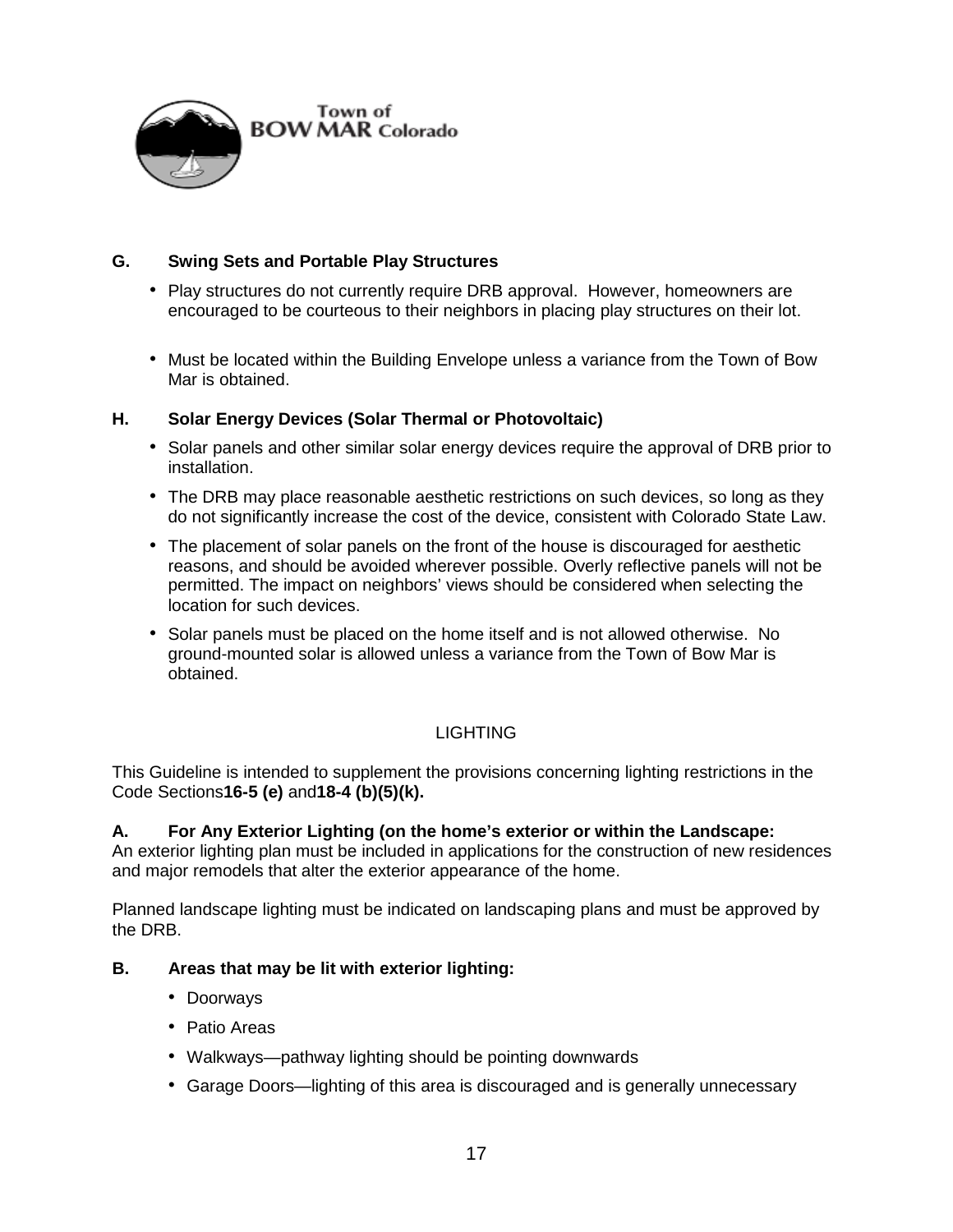Town of
BOW MAR Colorado

**G. Swing Sets and Portable Play Structures**

- Play structures do not currently require DRB approval. However, homeowners are encouraged to be courteous to their neighbors in placing play structures on their lot.
- Must be located within the Building Envelope unless a variance from the Town of Bow Mar is obtained.

**H. Solar Energy Devices (Solar Thermal or Photovoltaic)**

- Solar panels and other similar solar energy devices require the approval of DRB prior to installation.
- The DRB may place reasonable aesthetic restrictions on such devices, so long as they do not significantly increase the cost of the device, consistent with Colorado State Law.
- The placement of solar panels on the front of the house is discouraged for aesthetic reasons, and should be avoided wherever possible. Overly reflective panels will not be permitted. The impact on neighbors' views should be considered when selecting the location for such devices.
- Solar panels must be placed on the home itself and is not allowed otherwise. No ground-mounted solar is allowed unless a variance from the Town of Bow Mar is obtained.

## LIGHTING

This Guideline is intended to supplement the provisions concerning lighting restrictions in the Code Sections**16-5 (e)** and**18-4 (b)(5)(k).**

**A. For Any Exterior Lighting (on the home's exterior or within the Landscape:**
An exterior lighting plan must be included in applications for the construction of new residences and major remodels that alter the exterior appearance of the home.

Planned landscape lighting must be indicated on landscaping plans and must be approved by the DRB.

**B. Areas that may be lit with exterior lighting:**

- Doorways
- Patio Areas
- Walkways—pathway lighting should be pointing downwards
- Garage Doors—lighting of this area is discouraged and is generally unnecessary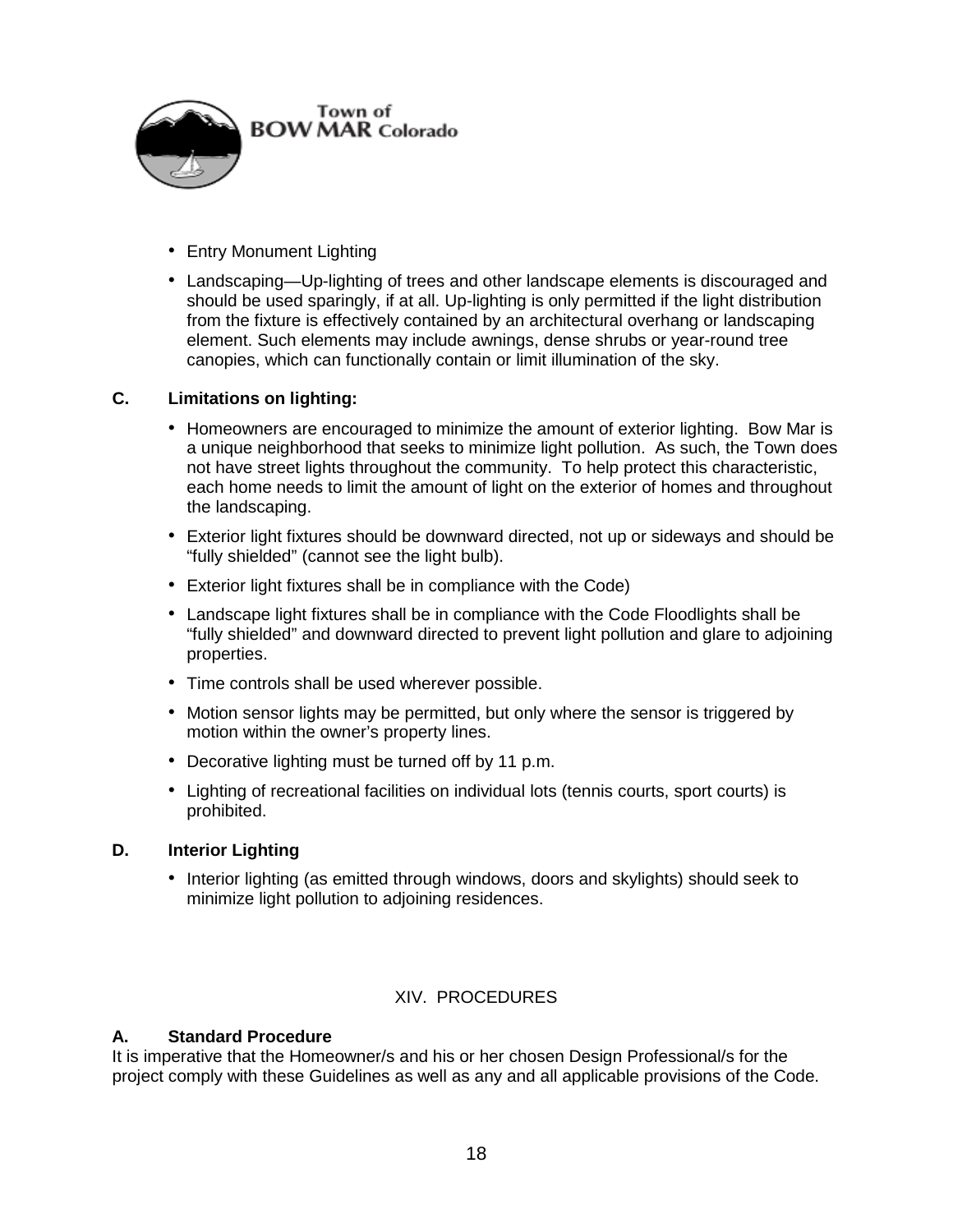- Entry Monument Lighting
- Landscaping—Up-lighting of trees and other landscape elements is discouraged and should be used sparingly, if at all. Up-lighting is only permitted if the light distribution from the fixture is effectively contained by an architectural overhang or landscaping element. Such elements may include awnings, dense shrubs or year-round tree canopies, which can functionally contain or limit illumination of the sky.

**C. Limitations on lighting:**

- Homeowners are encouraged to minimize the amount of exterior lighting. Bow Mar is a unique neighborhood that seeks to minimize light pollution. As such, the Town does not have street lights throughout the community. To help protect this characteristic, each home needs to limit the amount of light on the exterior of homes and throughout the landscaping.
- Exterior light fixtures should be downward directed, not up or sideways and should be "fully shielded" (cannot see the light bulb).
- Exterior light fixtures shall be in compliance with the Code)
- Landscape light fixtures shall be in compliance with the Code Floodlights shall be "fully shielded" and downward directed to prevent light pollution and glare to adjoining properties.
- Time controls shall be used wherever possible.
- Motion sensor lights may be permitted, but only where the sensor is triggered by motion within the owner's property lines.
- Decorative lighting must be turned off by 11 p.m.
- Lighting of recreational facilities on individual lots (tennis courts, sport courts) is prohibited.

**D. Interior Lighting**

- Interior lighting (as emitted through windows, doors and skylights) should seek to minimize light pollution to adjoining residences.

## XIV. PROCEDURES

**A. Standard Procedure**

It is imperative that the Homeowner/s and his or her chosen Design Professional/s for the project comply with these Guidelines as well as any and all applicable provisions of the Code.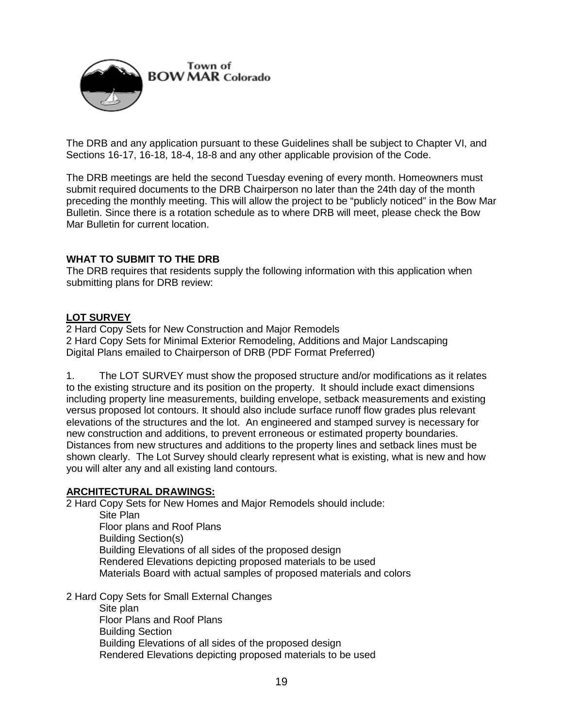Town of
**BOW MAR** Colorado

The DRB and any application pursuant to these Guidelines shall be subject to Chapter VI, and Sections 16-17, 16-18, 18-4, 18-8 and any other applicable provision of the Code.

The DRB meetings are held the second Tuesday evening of every month. Homeowners must submit required documents to the DRB Chairperson no later than the 24th day of the month preceding the monthly meeting. This will allow the project to be "publicly noticed" in the Bow Mar Bulletin. Since there is a rotation schedule as to where DRB will meet, please check the Bow Mar Bulletin for current location.

**WHAT TO SUBMIT TO THE DRB**

The DRB requires that residents supply the following information with this application when submitting plans for DRB review:

**LOT SURVEY**

2 Hard Copy Sets for New Construction and Major Remodels
2 Hard Copy Sets for Minimal Exterior Remodeling, Additions and Major Landscaping
Digital Plans emailed to Chairperson of DRB (PDF Format Preferred)

1. The LOT SURVEY must show the proposed structure and/or modifications as it relates to the existing structure and its position on the property. It should include exact dimensions including property line measurements, building envelope, setback measurements and existing versus proposed lot contours. It should also include surface runoff flow grades plus relevant elevations of the structures and the lot. An engineered and stamped survey is necessary for new construction and additions, to prevent erroneous or estimated property boundaries. Distances from new structures and additions to the property lines and setback lines must be shown clearly. The Lot Survey should clearly represent what is existing, what is new and how you will alter any and all existing land contours.

**ARCHITECTURAL DRAWINGS:**

2 Hard Copy Sets for New Homes and Major Remodels should include:

- Site Plan
- Floor plans and Roof Plans
- Building Section(s)
- Building Elevations of all sides of the proposed design
- Rendered Elevations depicting proposed materials to be used
- Materials Board with actual samples of proposed materials and colors

2 Hard Copy Sets for Small External Changes

- Site plan
- Floor Plans and Roof Plans
- Building Section
- Building Elevations of all sides of the proposed design
- Rendered Elevations depicting proposed materials to be used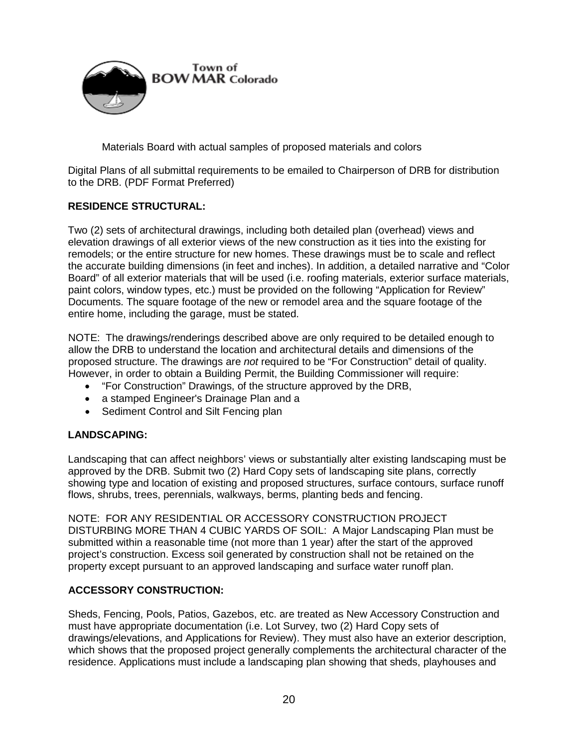Materials Board with actual samples of proposed materials and colors

Digital Plans of all submittal requirements to be emailed to Chairperson of DRB for distribution to the DRB. (PDF Format Preferred)

**RESIDENCE STRUCTURAL:**

Two (2) sets of architectural drawings, including both detailed plan (overhead) views and elevation drawings of all exterior views of the new construction as it ties into the existing for remodels; or the entire structure for new homes. These drawings must be to scale and reflect the accurate building dimensions (in feet and inches). In addition, a detailed narrative and "Color Board" of all exterior materials that will be used (i.e. roofing materials, exterior surface materials, paint colors, window types, etc.) must be provided on the following "Application for Review" Documents. The square footage of the new or remodel area and the square footage of the entire home, including the garage, must be stated.

NOTE: The drawings/renderings described above are only required to be detailed enough to allow the DRB to understand the location and architectural details and dimensions of the proposed structure. The drawings are *not* required to be "For Construction" detail of quality. However, in order to obtain a Building Permit, the Building Commissioner will require:

- "For Construction" Drawings, of the structure approved by the DRB,
- a stamped Engineer's Drainage Plan and a
- Sediment Control and Silt Fencing plan

**LANDSCAPING:**

Landscaping that can affect neighbors' views or substantially alter existing landscaping must be approved by the DRB. Submit two (2) Hard Copy sets of landscaping site plans, correctly showing type and location of existing and proposed structures, surface contours, surface runoff flows, shrubs, trees, perennials, walkways, berms, planting beds and fencing.

NOTE: FOR ANY RESIDENTIAL OR ACCESSORY CONSTRUCTION PROJECT DISTURBING MORE THAN 4 CUBIC YARDS OF SOIL: A Major Landscaping Plan must be submitted within a reasonable time (not more than 1 year) after the start of the approved project's construction. Excess soil generated by construction shall not be retained on the property except pursuant to an approved landscaping and surface water runoff plan.

**ACCESSORY CONSTRUCTION:**

Sheds, Fencing, Pools, Patios, Gazebos, etc. are treated as New Accessory Construction and must have appropriate documentation (i.e. Lot Survey, two (2) Hard Copy sets of drawings/elevations, and Applications for Review). They must also have an exterior description, which shows that the proposed project generally complements the architectural character of the residence. Applications must include a landscaping plan showing that sheds, playhouses and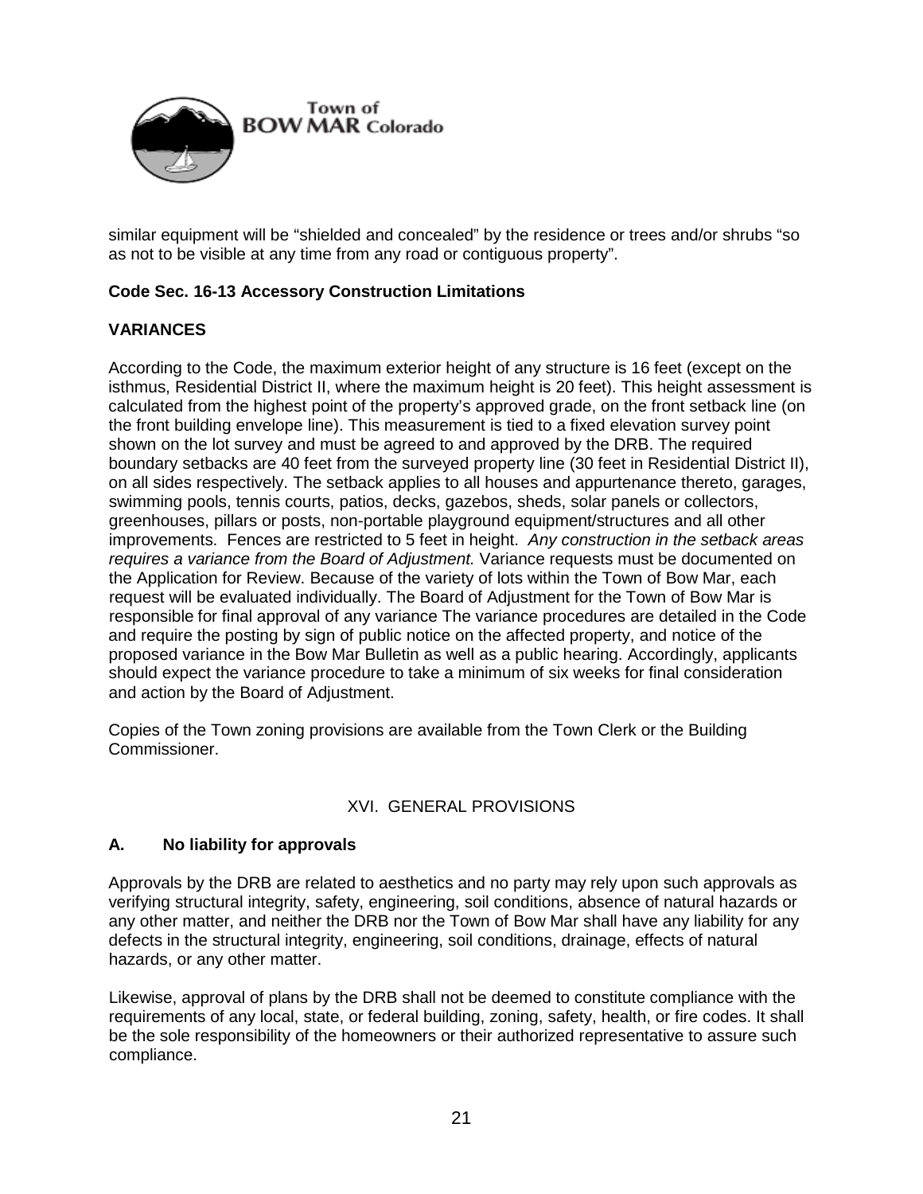similar equipment will be "shielded and concealed" by the residence or trees and/or shrubs "so as not to be visible at any time from any road or contiguous property".

**Code Sec. 16-13 Accessory Construction Limitations**

**VARIANCES**

According to the Code, the maximum exterior height of any structure is 16 feet (except on the isthmus, Residential District II, where the maximum height is 20 feet). This height assessment is calculated from the highest point of the property's approved grade, on the front setback line (on the front building envelope line). This measurement is tied to a fixed elevation survey point shown on the lot survey and must be agreed to and approved by the DRB. The required boundary setbacks are 40 feet from the surveyed property line (30 feet in Residential District II), on all sides respectively. The setback applies to all houses and appurtenance thereto, garages, swimming pools, tennis courts, patios, decks, gazebos, sheds, solar panels or collectors, greenhouses, pillars or posts, non-portable playground equipment/structures and all other improvements. Fences are restricted to 5 feet in height. *Any construction in the setback areas requires a variance from the Board of Adjustment.* Variance requests must be documented on the Application for Review. Because of the variety of lots within the Town of Bow Mar, each request will be evaluated individually. The Board of Adjustment for the Town of Bow Mar is responsible for final approval of any variance The variance procedures are detailed in the Code and require the posting by sign of public notice on the affected property, and notice of the proposed variance in the Bow Mar Bulletin as well as a public hearing. Accordingly, applicants should expect the variance procedure to take a minimum of six weeks for final consideration and action by the Board of Adjustment.

Copies of the Town zoning provisions are available from the Town Clerk or the Building Commissioner.

## XVI. GENERAL PROVISIONS

### A. No liability for approvals

Approvals by the DRB are related to aesthetics and no party may rely upon such approvals as verifying structural integrity, safety, engineering, soil conditions, absence of natural hazards or any other matter, and neither the DRB nor the Town of Bow Mar shall have any liability for any defects in the structural integrity, engineering, soil conditions, drainage, effects of natural hazards, or any other matter.

Likewise, approval of plans by the DRB shall not be deemed to constitute compliance with the requirements of any local, state, or federal building, zoning, safety, health, or fire codes. It shall be the sole responsibility of the homeowners or their authorized representative to assure such compliance.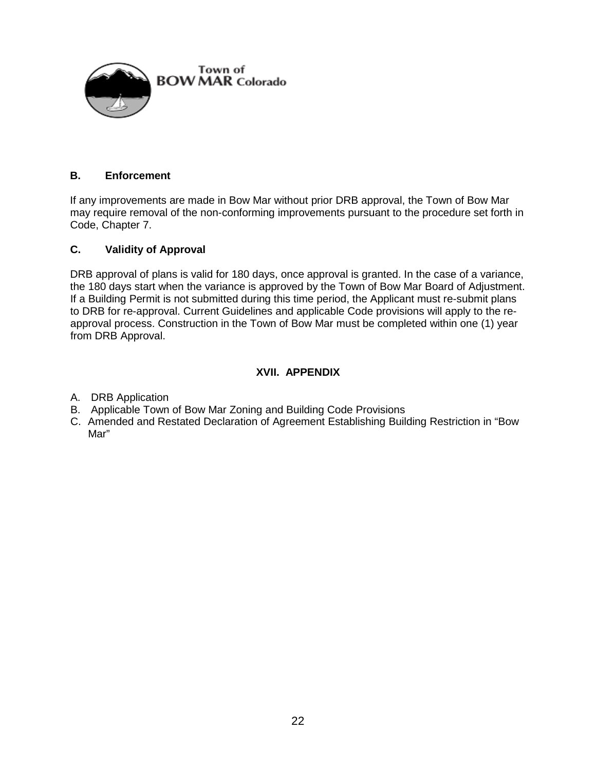### B. Enforcement

If any improvements are made in Bow Mar without prior DRB approval, the Town of Bow Mar may require removal of the non-conforming improvements pursuant to the procedure set forth in Code, Chapter 7.

### C. Validity of Approval

DRB approval of plans is valid for 180 days, once approval is granted. In the case of a variance, the 180 days start when the variance is approved by the Town of Bow Mar Board of Adjustment. If a Building Permit is not submitted during this time period, the Applicant must re-submit plans to DRB for re-approval. Current Guidelines and applicable Code provisions will apply to the re-approval process. Construction in the Town of Bow Mar must be completed within one (1) year from DRB Approval.

## XVII. APPENDIX

A. DRB Application
B. Applicable Town of Bow Mar Zoning and Building Code Provisions
C. Amended and Restated Declaration of Agreement Establishing Building Restriction in "Bow Mar"